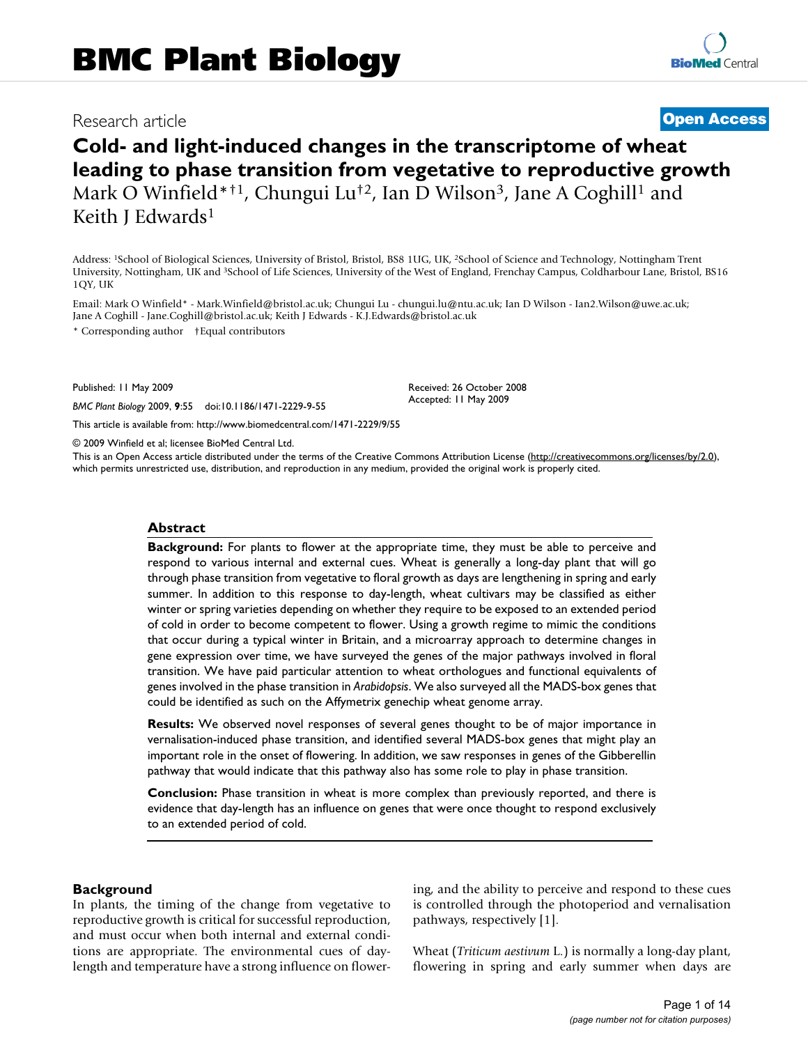# BMC Plant Biology

Research article **Open Access**

# Cold- and light-induced changes in the transcriptome of wheat leading to phase transition from vegetative to reproductive growth

Mark O Winfield*†1, Chungui Lu†2, Ian D Wilson3, Jane A Coghill1 and Keith J Edwards1

Address: 1School of Biological Sciences, University of Bristol, Bristol, BS8 1UG, UK, 2School of Science and Technology, Nottingham Trent University, Nottingham, UK and 3School of Life Sciences, University of the West of England, Frenchay Campus, Coldharbour Lane, Bristol, BS16 1QY, UK

Email: Mark O Winfield* - Mark.Winfield@bristol.ac.uk; Chungui Lu - chungui.lu@ntu.ac.uk; Ian D Wilson - Ian2.Wilson@uwe.ac.uk; Jane A Coghill - Jane.Coghill@bristol.ac.uk; Keith J Edwards - K.J.Edwards@bristol.ac.uk

* Corresponding author †Equal contributors

Published: 11 May 2009

*BMC Plant Biology* 2009, **9**:55 doi:10.1186/1471-2229-9-55

Received: 26 October 2008
Accepted: 11 May 2009

This article is available from: http://www.biomedcentral.com/1471-2229/9/55

© 2009 Winfield et al; licensee BioMed Central Ltd.

This is an Open Access article distributed under the terms of the Creative Commons Attribution License (http://creativecommons.org/licenses/by/2.0), which permits unrestricted use, distribution, and reproduction in any medium, provided the original work is properly cited.

## Abstract

**Background:** For plants to flower at the appropriate time, they must be able to perceive and respond to various internal and external cues. Wheat is generally a long-day plant that will go through phase transition from vegetative to floral growth as days are lengthening in spring and early summer. In addition to this response to day-length, wheat cultivars may be classified as either winter or spring varieties depending on whether they require to be exposed to an extended period of cold in order to become competent to flower. Using a growth regime to mimic the conditions that occur during a typical winter in Britain, and a microarray approach to determine changes in gene expression over time, we have surveyed the genes of the major pathways involved in floral transition. We have paid particular attention to wheat orthologues and functional equivalents of genes involved in the phase transition in *Arabidopsis*. We also surveyed all the MADS-box genes that could be identified as such on the Affymetrix genechip wheat genome array.

**Results:** We observed novel responses of several genes thought to be of major importance in vernalisation-induced phase transition, and identified several MADS-box genes that might play an important role in the onset of flowering. In addition, we saw responses in genes of the Gibberellin pathway that would indicate that this pathway also has some role to play in phase transition.

**Conclusion:** Phase transition in wheat is more complex than previously reported, and there is evidence that day-length has an influence on genes that were once thought to respond exclusively to an extended period of cold.

## Background

In plants, the timing of the change from vegetative to reproductive growth is critical for successful reproduction, and must occur when both internal and external conditions are appropriate. The environmental cues of day-length and temperature have a strong influence on flowering, and the ability to perceive and respond to these cues is controlled through the photoperiod and vernalisation pathways, respectively [1].

Wheat (*Triticum aestivum* L.) is normally a long-day plant, flowering in spring and early summer when days are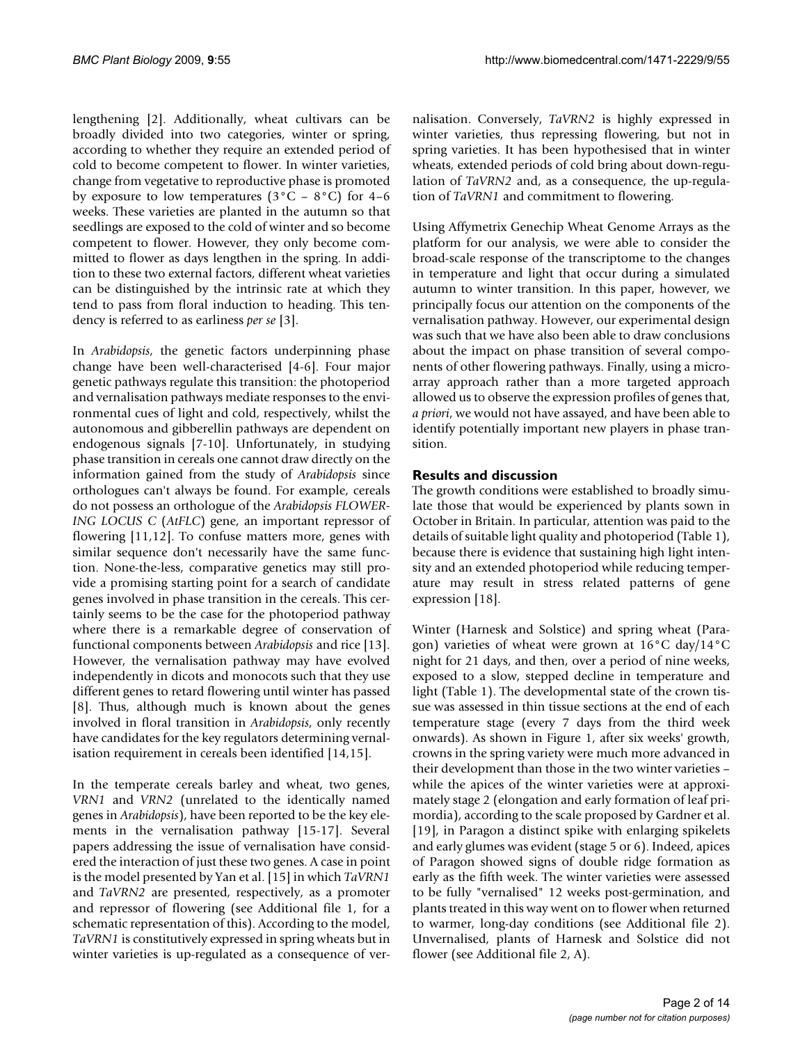lengthening [2]. Additionally, wheat cultivars can be broadly divided into two categories, winter or spring, according to whether they require an extended period of cold to become competent to flower. In winter varieties, change from vegetative to reproductive phase is promoted by exposure to low temperatures (3°C – 8°C) for 4–6 weeks. These varieties are planted in the autumn so that seedlings are exposed to the cold of winter and so become competent to flower. However, they only become committed to flower as days lengthen in the spring. In addition to these two external factors, different wheat varieties can be distinguished by the intrinsic rate at which they tend to pass from floral induction to heading. This tendency is referred to as earliness *per se* [3].

In *Arabidopsis*, the genetic factors underpinning phase change have been well-characterised [4-6]. Four major genetic pathways regulate this transition: the photoperiod and vernalisation pathways mediate responses to the environmental cues of light and cold, respectively, whilst the autonomous and gibberellin pathways are dependent on endogenous signals [7-10]. Unfortunately, in studying phase transition in cereals one cannot draw directly on the information gained from the study of *Arabidopsis* since orthologues can't always be found. For example, cereals do not possess an orthologue of the *Arabidopsis FLOWERING LOCUS C* (*AtFLC*) gene, an important repressor of flowering [11,12]. To confuse matters more, genes with similar sequence don't necessarily have the same function. None-the-less, comparative genetics may still provide a promising starting point for a search of candidate genes involved in phase transition in the cereals. This certainly seems to be the case for the photoperiod pathway where there is a remarkable degree of conservation of functional components between *Arabidopsis* and rice [13]. However, the vernalisation pathway may have evolved independently in dicots and monocots such that they use different genes to retard flowering until winter has passed [8]. Thus, although much is known about the genes involved in floral transition in *Arabidopsis*, only recently have candidates for the key regulators determining vernalisation requirement in cereals been identified [14,15].

In the temperate cereals barley and wheat, two genes, *VRN1* and *VRN2* (unrelated to the identically named genes in *Arabidopsis*), have been reported to be the key elements in the vernalisation pathway [15-17]. Several papers addressing the issue of vernalisation have considered the interaction of just these two genes. A case in point is the model presented by Yan et al. [15] in which *TaVRN1* and *TaVRN2* are presented, respectively, as a promoter and repressor of flowering (see Additional file 1, for a schematic representation of this). According to the model, *TaVRN1* is constitutively expressed in spring wheats but in winter varieties is up-regulated as a consequence of vernalisation. Conversely, *TaVRN2* is highly expressed in winter varieties, thus repressing flowering, but not in spring varieties. It has been hypothesised that in winter wheats, extended periods of cold bring about down-regulation of *TaVRN2* and, as a consequence, the up-regulation of *TaVRN1* and commitment to flowering.

Using Affymetrix Genechip Wheat Genome Arrays as the platform for our analysis, we were able to consider the broad-scale response of the transcriptome to the changes in temperature and light that occur during a simulated autumn to winter transition. In this paper, however, we principally focus our attention on the components of the vernalisation pathway. However, our experimental design was such that we have also been able to draw conclusions about the impact on phase transition of several components of other flowering pathways. Finally, using a microarray approach rather than a more targeted approach allowed us to observe the expression profiles of genes that, *a priori*, we would not have assayed, and have been able to identify potentially important new players in phase transition.

## Results and discussion

The growth conditions were established to broadly simulate those that would be experienced by plants sown in October in Britain. In particular, attention was paid to the details of suitable light quality and photoperiod (Table 1), because there is evidence that sustaining high light intensity and an extended photoperiod while reducing temperature may result in stress related patterns of gene expression [18].

Winter (Harnesk and Solstice) and spring wheat (Paragon) varieties of wheat were grown at 16°C day/14°C night for 21 days, and then, over a period of nine weeks, exposed to a slow, stepped decline in temperature and light (Table 1). The developmental state of the crown tissue was assessed in thin tissue sections at the end of each temperature stage (every 7 days from the third week onwards). As shown in Figure 1, after six weeks' growth, crowns in the spring variety were much more advanced in their development than those in the two winter varieties – while the apices of the winter varieties were at approximately stage 2 (elongation and early formation of leaf primordia), according to the scale proposed by Gardner et al. [19], in Paragon a distinct spike with enlarging spikelets and early glumes was evident (stage 5 or 6). Indeed, apices of Paragon showed signs of double ridge formation as early as the fifth week. The winter varieties were assessed to be fully "vernalised" 12 weeks post-germination, and plants treated in this way went on to flower when returned to warmer, long-day conditions (see Additional file 2). Unvernalised, plants of Harnesk and Solstice did not flower (see Additional file 2, A).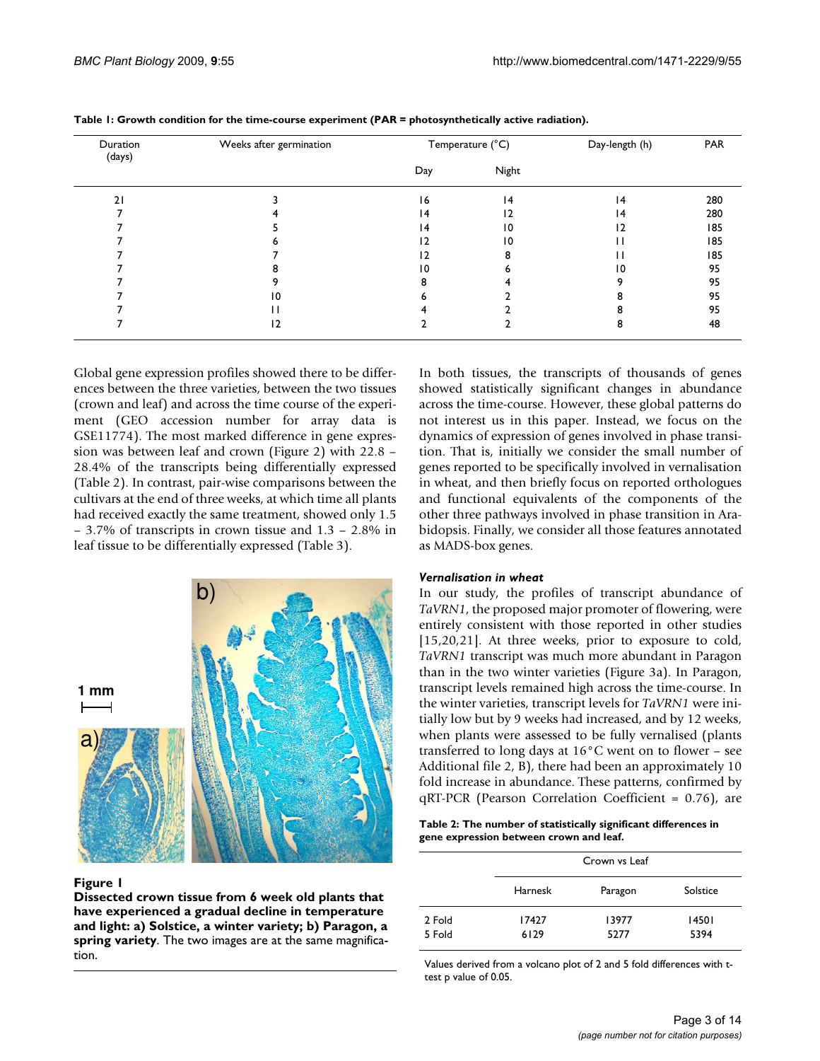**Table 1: Growth condition for the time-course experiment (PAR = photosynthetically active radiation).**

| Duration (days) | Weeks after germination | Temperature (°C) | | Day-length (h) | PAR |
|---|---|---|---|---|---|
| | | Day | Night | | |
| 21 | 3 | 16 | 14 | 14 | 280 |
| 7 | 4 | 14 | 12 | 14 | 280 |
| 7 | 5 | 14 | 10 | 12 | 185 |
| 7 | 6 | 12 | 10 | 11 | 185 |
| 7 | 7 | 12 | 8 | 11 | 185 |
| 7 | 8 | 10 | 6 | 10 | 95 |
| 7 | 9 | 8 | 4 | 9 | 95 |
| 7 | 10 | 6 | 2 | 8 | 95 |
| 7 | 11 | 4 | 2 | 8 | 95 |
| 7 | 12 | 2 | 2 | 8 | 48 |

Global gene expression profiles showed there to be differences between the three varieties, between the two tissues (crown and leaf) and across the time course of the experiment (GEO accession number for array data is GSE11774). The most marked difference in gene expression was between leaf and crown (Figure 2) with 22.8 – 28.4% of the transcripts being differentially expressed (Table 2). In contrast, pair-wise comparisons between the cultivars at the end of three weeks, at which time all plants had received exactly the same treatment, showed only 1.5 – 3.7% of transcripts in crown tissue and 1.3 – 2.8% in leaf tissue to be differentially expressed (Table 3).

**Figure 1**
**Dissected crown tissue from 6 week old plants that have experienced a gradual decline in temperature and light: a) Solstice, a winter variety; b) Paragon, a spring variety**. The two images are at the same magnification.

In both tissues, the transcripts of thousands of genes showed statistically significant changes in abundance across the time-course. However, these global patterns do not interest us in this paper. Instead, we focus on the dynamics of expression of genes involved in phase transition. That is, initially we consider the small number of genes reported to be specifically involved in vernalisation in wheat, and then briefly focus on reported orthologues and functional equivalents of the components of the other three pathways involved in phase transition in Arabidopsis. Finally, we consider all those features annotated as MADS-box genes.

### *Vernalisation in wheat*

In our study, the profiles of transcript abundance of *TaVRN1*, the proposed major promoter of flowering, were entirely consistent with those reported in other studies [15,20,21]. At three weeks, prior to exposure to cold, *TaVRN1* transcript was much more abundant in Paragon than in the two winter varieties (Figure 3a). In Paragon, transcript levels remained high across the time-course. In the winter varieties, transcript levels for *TaVRN1* were initially low but by 9 weeks had increased, and by 12 weeks, when plants were assessed to be fully vernalised (plants transferred to long days at 16°C went on to flower – see Additional file 2, B), there had been an approximately 10 fold increase in abundance. These patterns, confirmed by qRT-PCR (Pearson Correlation Coefficient = 0.76), are

**Table 2: The number of statistically significant differences in gene expression between crown and leaf.**

| | Crown vs Leaf | | |
|---|---|---|---|
| | Harnesk | Paragon | Solstice |
| 2 Fold | 17427 | 13977 | 14501 |
| 5 Fold | 6129 | 5277 | 5394 |

Values derived from a volcano plot of 2 and 5 fold differences with t-test p value of 0.05.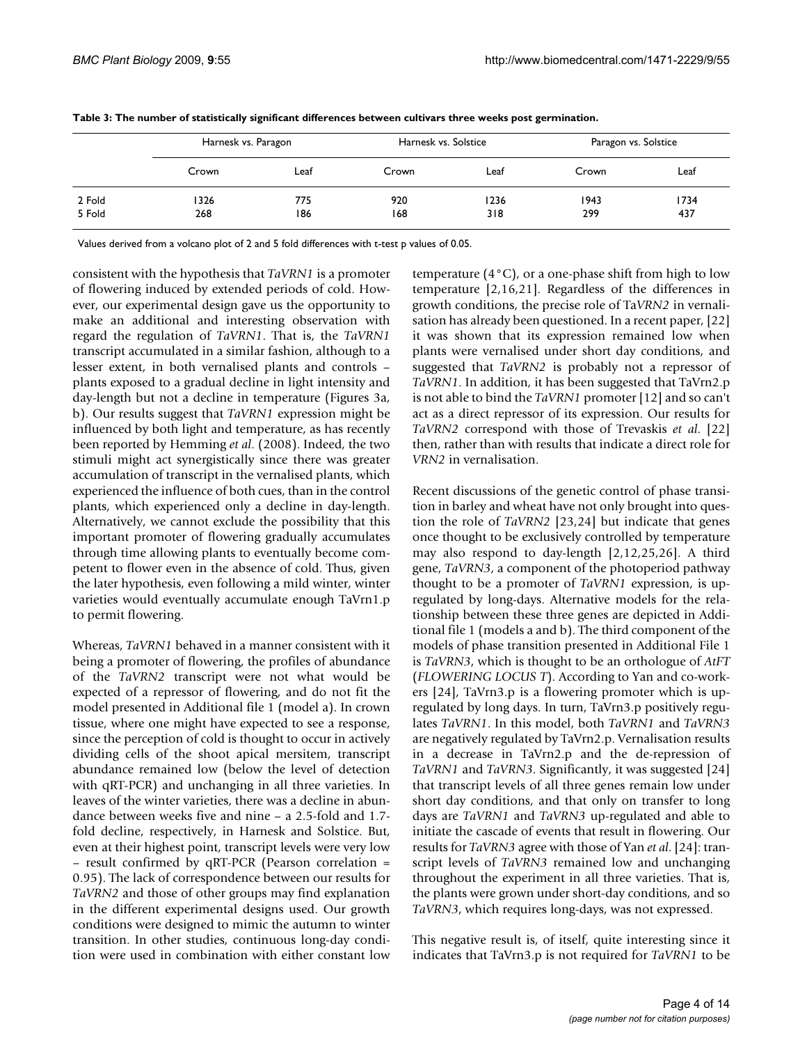**Table 3: The number of statistically significant differences between cultivars three weeks post germination.**

| | Harnesk vs. Paragon | | Harnesk vs. Solstice | | Paragon vs. Solstice | |
|---|---|---|---|---|---|---|
| | Crown | Leaf | Crown | Leaf | Crown | Leaf |
| 2 Fold | 1326 | 775 | 920 | 1236 | 1943 | 1734 |
| 5 Fold | 268 | 186 | 168 | 318 | 299 | 437 |

Values derived from a volcano plot of 2 and 5 fold differences with t-test p values of 0.05.

consistent with the hypothesis that *TaVRN1* is a promoter of flowering induced by extended periods of cold. However, our experimental design gave us the opportunity to make an additional and interesting observation with regard the regulation of *TaVRN1*. That is, the *TaVRN1* transcript accumulated in a similar fashion, although to a lesser extent, in both vernalised plants and controls – plants exposed to a gradual decline in light intensity and day-length but not a decline in temperature (Figures 3a, b). Our results suggest that *TaVRN1* expression might be influenced by both light and temperature, as has recently been reported by Hemming *et al*. (2008). Indeed, the two stimuli might act synergistically since there was greater accumulation of transcript in the vernalised plants, which experienced the influence of both cues, than in the control plants, which experienced only a decline in day-length. Alternatively, we cannot exclude the possibility that this important promoter of flowering gradually accumulates through time allowing plants to eventually become competent to flower even in the absence of cold. Thus, given the later hypothesis, even following a mild winter, winter varieties would eventually accumulate enough TaVrn1.p to permit flowering.

Whereas, *TaVRN1* behaved in a manner consistent with it being a promoter of flowering, the profiles of abundance of the *TaVRN2* transcript were not what would be expected of a repressor of flowering, and do not fit the model presented in Additional file 1 (model a). In crown tissue, where one might have expected to see a response, since the perception of cold is thought to occur in actively dividing cells of the shoot apical mersitem, transcript abundance remained low (below the level of detection with qRT-PCR) and unchanging in all three varieties. In leaves of the winter varieties, there was a decline in abundance between weeks five and nine – a 2.5-fold and 1.7-fold decline, respectively, in Harnesk and Solstice. But, even at their highest point, transcript levels were very low – result confirmed by qRT-PCR (Pearson correlation = 0.95). The lack of correspondence between our results for *TaVRN2* and those of other groups may find explanation in the different experimental designs used. Our growth conditions were designed to mimic the autumn to winter transition. In other studies, continuous long-day condition were used in combination with either constant low temperature (4°C), or a one-phase shift from high to low temperature [2,16,21]. Regardless of the differences in growth conditions, the precise role of Ta*VRN2* in vernalisation has already been questioned. In a recent paper, [22] it was shown that its expression remained low when plants were vernalised under short day conditions, and suggested that *TaVRN2* is probably not a repressor of *TaVRN1*. In addition, it has been suggested that TaVrn2.p is not able to bind the *TaVRN1* promoter [12] and so can't act as a direct repressor of its expression. Our results for *TaVRN2* correspond with those of Trevaskis *et al*. [22] then, rather than with results that indicate a direct role for *VRN2* in vernalisation.

Recent discussions of the genetic control of phase transition in barley and wheat have not only brought into question the role of *TaVRN2* [23,24] but indicate that genes once thought to be exclusively controlled by temperature may also respond to day-length [2,12,25,26]. A third gene, *TaVRN3*, a component of the photoperiod pathway thought to be a promoter of *TaVRN1* expression, is up-regulated by long-days. Alternative models for the relationship between these three genes are depicted in Additional file 1 (models a and b). The third component of the models of phase transition presented in Additional File 1 is *TaVRN3*, which is thought to be an orthologue of *AtFT* (*FLOWERING LOCUS T*). According to Yan and co-workers [24], TaVrn3.p is a flowering promoter which is up-regulated by long days. In turn, TaVrn3.p positively regulates *TaVRN1*. In this model, both *TaVRN1* and *TaVRN3* are negatively regulated by TaVrn2.p. Vernalisation results in a decrease in TaVrn2.p and the de-repression of *TaVRN1* and *TaVRN3*. Significantly, it was suggested [24] that transcript levels of all three genes remain low under short day conditions, and that only on transfer to long days are *TaVRN1* and *TaVRN3* up-regulated and able to initiate the cascade of events that result in flowering. Our results for *TaVRN3* agree with those of Yan *et al*. [24]: transcript levels of *TaVRN3* remained low and unchanging throughout the experiment in all three varieties. That is, the plants were grown under short-day conditions, and so *TaVRN3*, which requires long-days, was not expressed.

This negative result is, of itself, quite interesting since it indicates that TaVrn3.p is not required for *TaVRN1* to be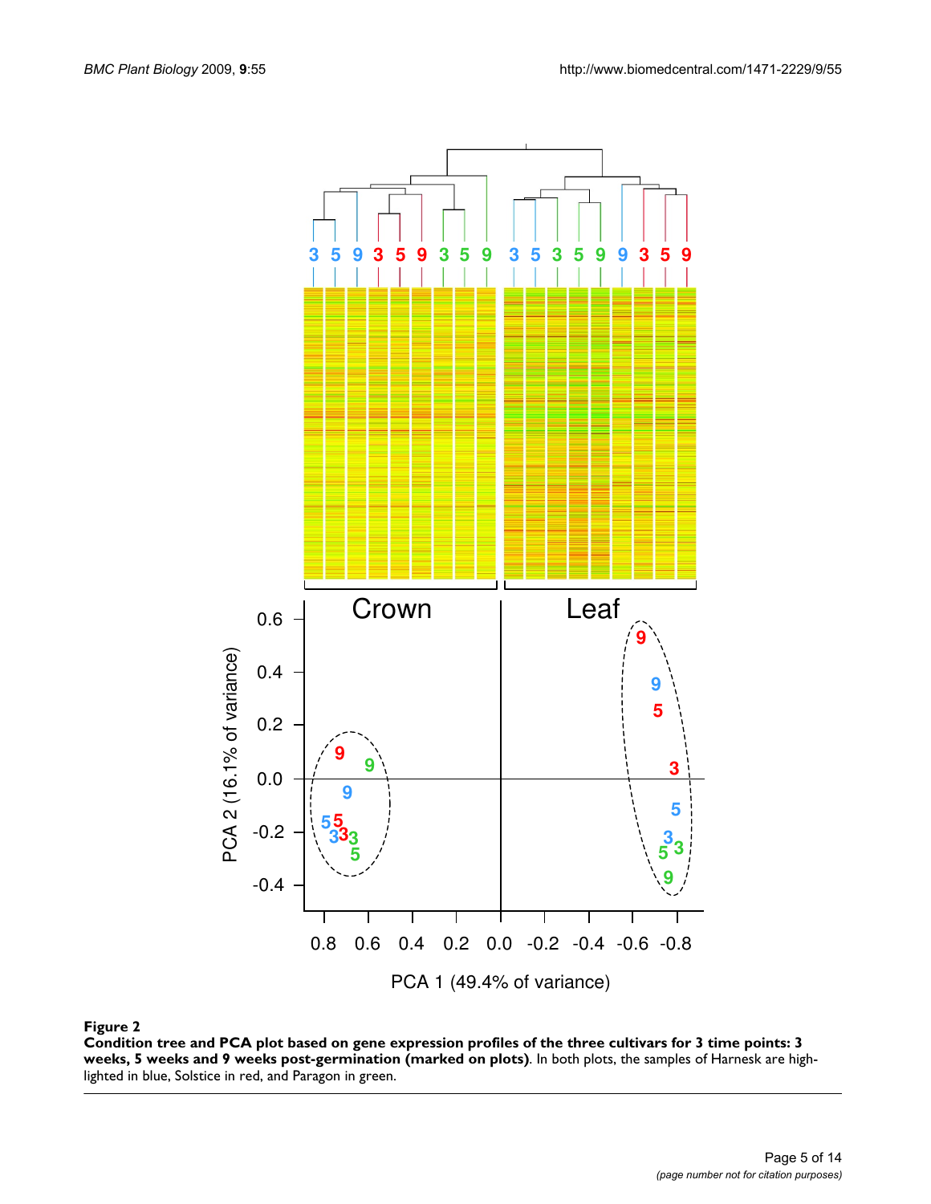**Figure 2**

**Condition tree and PCA plot based on gene expression profiles of the three cultivars for 3 time points: 3 weeks, 5 weeks and 9 weeks post-germination (marked on plots)**. In both plots, the samples of Harnesk are highlighted in blue, Solstice in red, and Paragon in green.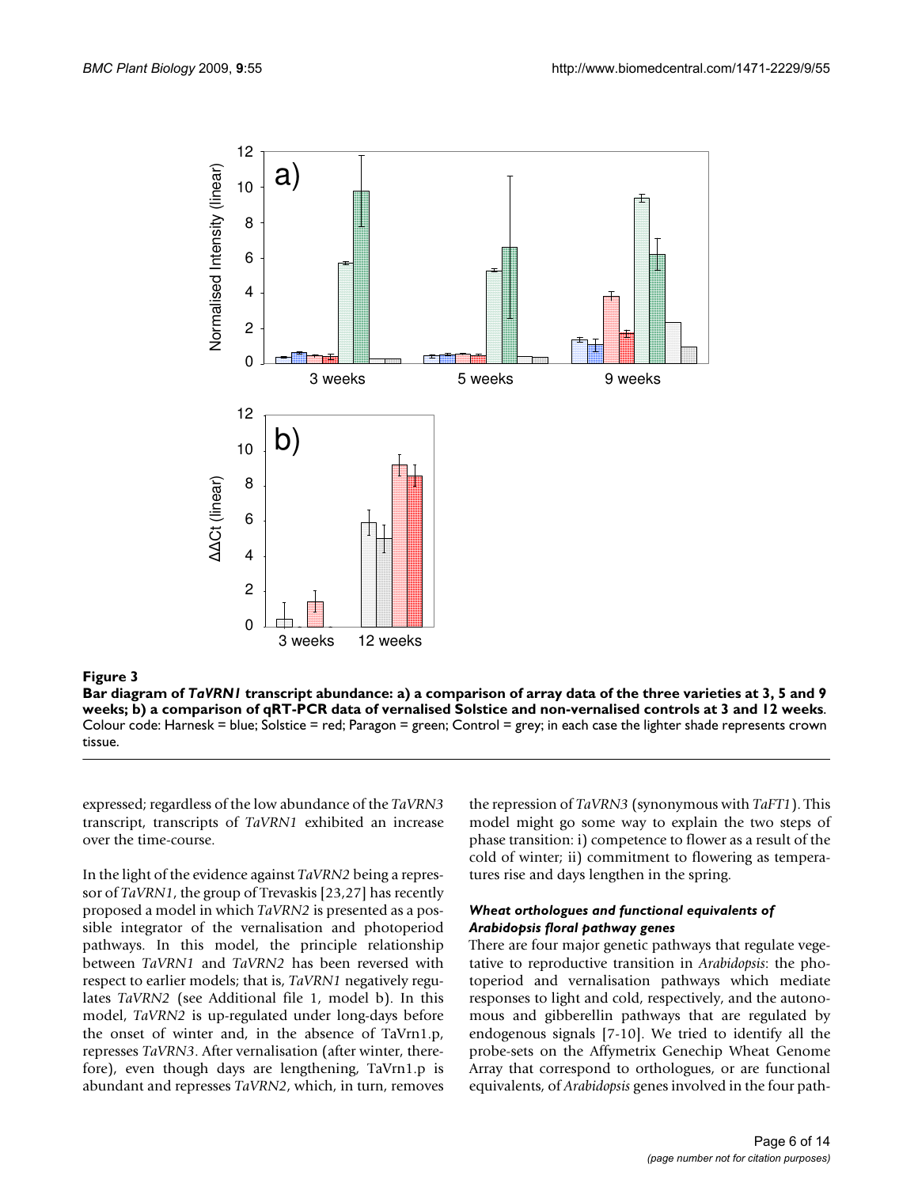**Figure 3**

**Bar diagram of *TaVRN1* transcript abundance: a) a comparison of array data of the three varieties at 3, 5 and 9 weeks; b) a comparison of qRT-PCR data of vernalised Solstice and non-vernalised controls at 3 and 12 weeks**. Colour code: Harnesk = blue; Solstice = red; Paragon = green; Control = grey; in each case the lighter shade represents crown tissue.

expressed; regardless of the low abundance of the *TaVRN3* transcript, transcripts of *TaVRN1* exhibited an increase over the time-course.

In the light of the evidence against *TaVRN2* being a repressor of *TaVRN1*, the group of Trevaskis [23,27] has recently proposed a model in which *TaVRN2* is presented as a possible integrator of the vernalisation and photoperiod pathways. In this model, the principle relationship between *TaVRN1* and *TaVRN2* has been reversed with respect to earlier models; that is, *TaVRN1* negatively regulates *TaVRN2* (see Additional file 1, model b). In this model, *TaVRN2* is up-regulated under long-days before the onset of winter and, in the absence of TaVrn1.p, represses *TaVRN3*. After vernalisation (after winter, therefore), even though days are lengthening, TaVrn1.p is abundant and represses *TaVRN2*, which, in turn, removes the repression of *TaVRN3* (synonymous with *TaFT1*). This model might go some way to explain the two steps of phase transition: i) competence to flower as a result of the cold of winter; ii) commitment to flowering as temperatures rise and days lengthen in the spring.

### *Wheat orthologues and functional equivalents of Arabidopsis floral pathway genes*

There are four major genetic pathways that regulate vegetative to reproductive transition in *Arabidopsis*: the photoperiod and vernalisation pathways which mediate responses to light and cold, respectively, and the autonomous and gibberellin pathways that are regulated by endogenous signals [7-10]. We tried to identify all the probe-sets on the Affymetrix Genechip Wheat Genome Array that correspond to orthologues, or are functional equivalents, of *Arabidopsis* genes involved in the four path-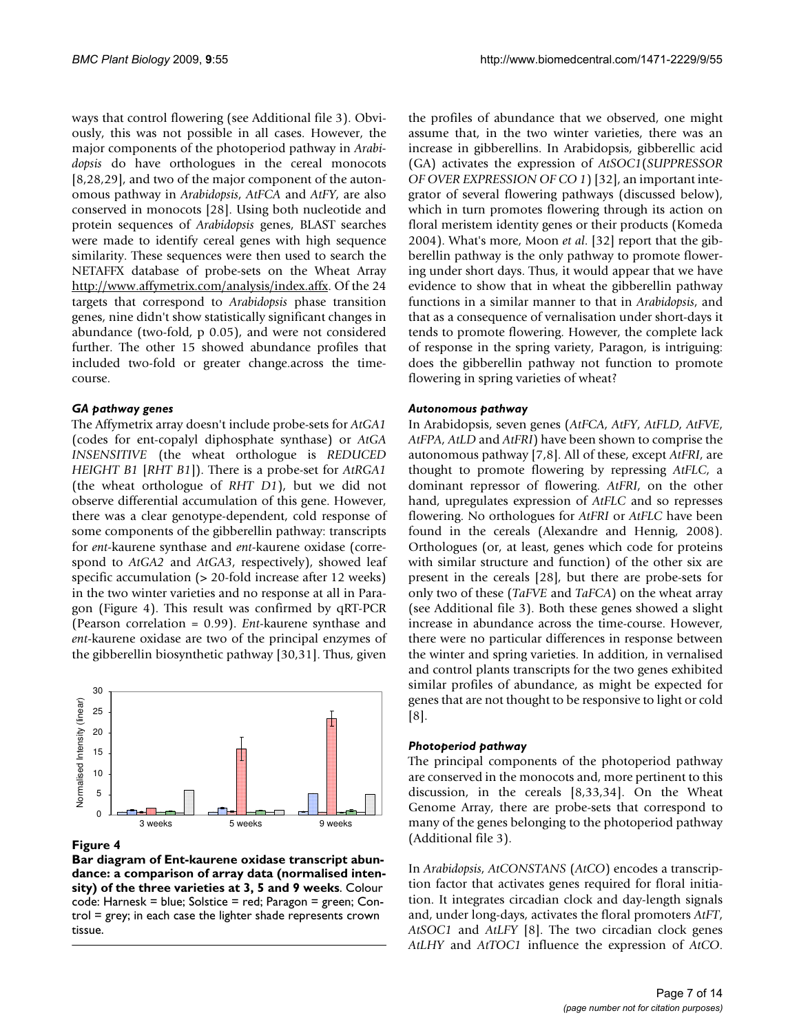ways that control flowering (see Additional file 3). Obviously, this was not possible in all cases. However, the major components of the photoperiod pathway in *Arabidopsis* do have orthologues in the cereal monocots [8,28,29], and two of the major component of the autonomous pathway in *Arabidopsis*, *AtFCA* and *AtFY*, are also conserved in monocots [28]. Using both nucleotide and protein sequences of *Arabidopsis* genes, BLAST searches were made to identify cereal genes with high sequence similarity. These sequences were then used to search the NETAFFX database of probe-sets on the Wheat Array http://www.affymetrix.com/analysis/index.affx. Of the 24 targets that correspond to *Arabidopsis* phase transition genes, nine didn't show statistically significant changes in abundance (two-fold, p 0.05), and were not considered further. The other 15 showed abundance profiles that included two-fold or greater change.across the time-course.

### *GA pathway genes*

The Affymetrix array doesn't include probe-sets for *AtGA1* (codes for ent-copalyl diphosphate synthase) or *AtGA INSENSITIVE* (the wheat orthologue is *REDUCED HEIGHT B1* [*RHT B1*]). There is a probe-set for *AtRGA1* (the wheat orthologue of *RHT D1*), but we did not observe differential accumulation of this gene. However, there was a clear genotype-dependent, cold response of some components of the gibberellin pathway: transcripts for *ent*-kaurene synthase and *ent*-kaurene oxidase (correspond to *AtGA2* and *AtGA3*, respectively), showed leaf specific accumulation (> 20-fold increase after 12 weeks) in the two winter varieties and no response at all in Paragon (Figure 4). This result was confirmed by qRT-PCR (Pearson correlation = 0.99). *Ent*-kaurene synthase and *ent*-kaurene oxidase are two of the principal enzymes of the gibberellin biosynthetic pathway [30,31]. Thus, given

**Figure 4**

**Bar diagram of Ent-kaurene oxidase transcript abundance: a comparison of array data (normalised intensity) of the three varieties at 3, 5 and 9 weeks**. Colour code: Harnesk = blue; Solstice = red; Paragon = green; Control = grey; in each case the lighter shade represents crown tissue.

the profiles of abundance that we observed, one might assume that, in the two winter varieties, there was an increase in gibberellins. In Arabidopsis, gibberellic acid (GA) activates the expression of *AtSOC1*(*SUPPRESSOR OF OVER EXPRESSION OF CO 1*) [32], an important integrator of several flowering pathways (discussed below), which in turn promotes flowering through its action on floral meristem identity genes or their products (Komeda 2004). What's more, Moon *et al*. [32] report that the gibberellin pathway is the only pathway to promote flowering under short days. Thus, it would appear that we have evidence to show that in wheat the gibberellin pathway functions in a similar manner to that in *Arabidopsis*, and that as a consequence of vernalisation under short-days it tends to promote flowering. However, the complete lack of response in the spring variety, Paragon, is intriguing: does the gibberellin pathway not function to promote flowering in spring varieties of wheat?

### *Autonomous pathway*

In Arabidopsis, seven genes (*AtFCA*, *AtFY*, *AtFLD*, *AtFVE*, *AtFPA*, *AtLD* and *AtFRI*) have been shown to comprise the autonomous pathway [7,8]. All of these, except *AtFRI*, are thought to promote flowering by repressing *AtFLC*, a dominant repressor of flowering. *AtFRI*, on the other hand, upregulates expression of *AtFLC* and so represses flowering. No orthologues for *AtFRI* or *AtFLC* have been found in the cereals (Alexandre and Hennig, 2008). Orthologues (or, at least, genes which code for proteins with similar structure and function) of the other six are present in the cereals [28], but there are probe-sets for only two of these (*TaFVE* and *TaFCA*) on the wheat array (see Additional file 3). Both these genes showed a slight increase in abundance across the time-course. However, there were no particular differences in response between the winter and spring varieties. In addition, in vernalised and control plants transcripts for the two genes exhibited similar profiles of abundance, as might be expected for genes that are not thought to be responsive to light or cold [8].

### *Photoperiod pathway*

The principal components of the photoperiod pathway are conserved in the monocots and, more pertinent to this discussion, in the cereals [8,33,34]. On the Wheat Genome Array, there are probe-sets that correspond to many of the genes belonging to the photoperiod pathway (Additional file 3).

In *Arabidopsis*, *AtCONSTANS* (*AtCO*) encodes a transcription factor that activates genes required for floral initiation. It integrates circadian clock and day-length signals and, under long-days, activates the floral promoters *AtFT*, *AtSOC1* and *AtLFY* [8]. The two circadian clock genes *AtLHY* and *AtTOC1* influence the expression of *AtCO*.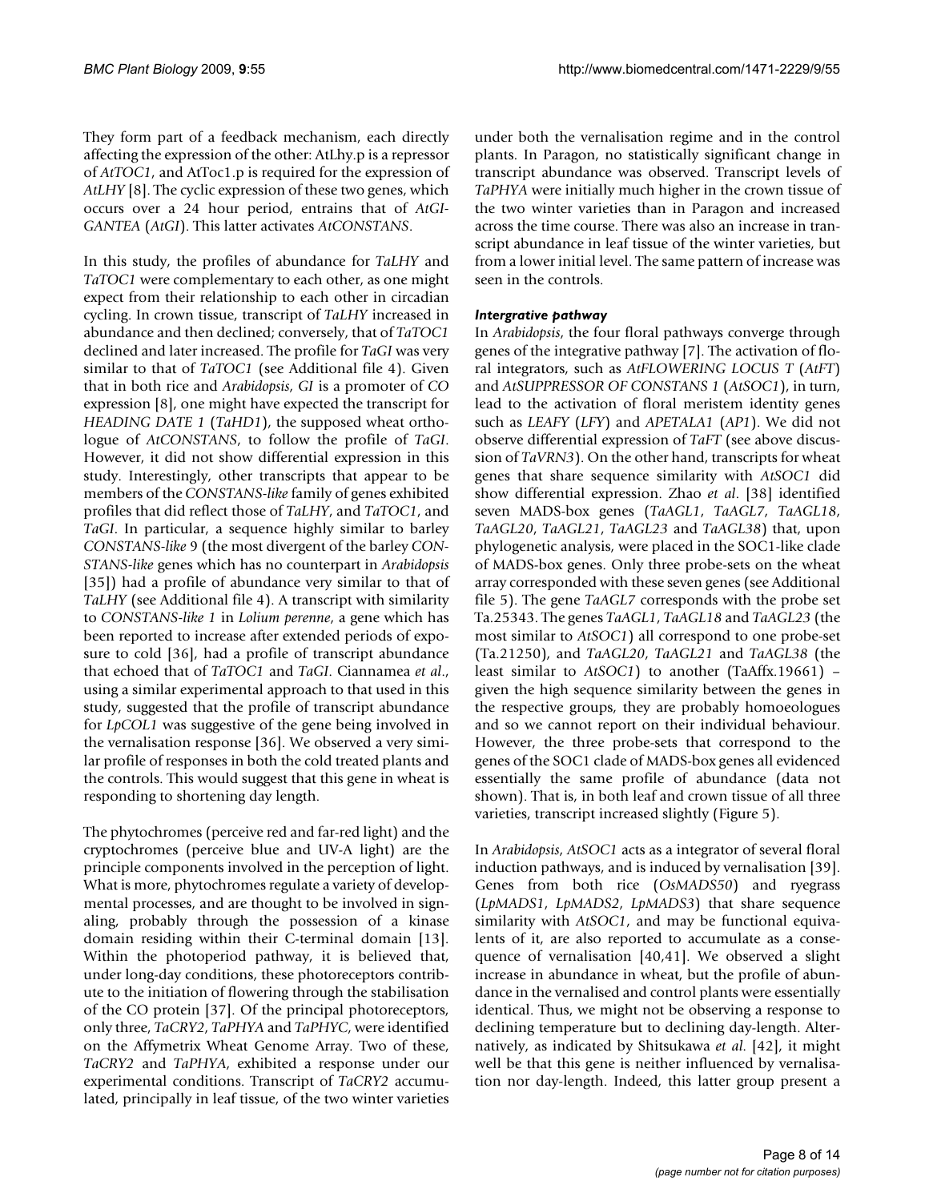They form part of a feedback mechanism, each directly affecting the expression of the other: AtLhy.p is a repressor of *AtTOC1*, and AtToc1.p is required for the expression of *AtLHY* [8]. The cyclic expression of these two genes, which occurs over a 24 hour period, entrains that of *AtGIGANTEA* (*AtGI*). This latter activates *AtCONSTANS*.

In this study, the profiles of abundance for *TaLHY* and *TaTOC1* were complementary to each other, as one might expect from their relationship to each other in circadian cycling. In crown tissue, transcript of *TaLHY* increased in abundance and then declined; conversely, that of *TaTOC1* declined and later increased. The profile for *TaGI* was very similar to that of *TaTOC1* (see Additional file 4). Given that in both rice and *Arabidopsis*, *GI* is a promoter of *CO* expression [8], one might have expected the transcript for *HEADING DATE 1* (*TaHD1*), the supposed wheat orthologue of *AtCONSTANS*, to follow the profile of *TaGI*. However, it did not show differential expression in this study. Interestingly, other transcripts that appear to be members of the *CONSTANS-like* family of genes exhibited profiles that did reflect those of *TaLHY*, and *TaTOC1*, and *TaGI*. In particular, a sequence highly similar to barley *CONSTANS-like* 9 (the most divergent of the barley *CONSTANS-like* genes which has no counterpart in *Arabidopsis* [35]) had a profile of abundance very similar to that of *TaLHY* (see Additional file 4). A transcript with similarity to *CONSTANS-like 1* in *Lolium perenne*, a gene which has been reported to increase after extended periods of exposure to cold [36], had a profile of transcript abundance that echoed that of *TaTOC1* and *TaGI*. Ciannamea *et al*., using a similar experimental approach to that used in this study, suggested that the profile of transcript abundance for *LpCOL1* was suggestive of the gene being involved in the vernalisation response [36]. We observed a very similar profile of responses in both the cold treated plants and the controls. This would suggest that this gene in wheat is responding to shortening day length.

The phytochromes (perceive red and far-red light) and the cryptochromes (perceive blue and UV-A light) are the principle components involved in the perception of light. What is more, phytochromes regulate a variety of developmental processes, and are thought to be involved in signaling, probably through the possession of a kinase domain residing within their C-terminal domain [13]. Within the photoperiod pathway, it is believed that, under long-day conditions, these photoreceptors contribute to the initiation of flowering through the stabilisation of the CO protein [37]. Of the principal photoreceptors, only three, *TaCRY2*, *TaPHYA* and *TaPHYC*, were identified on the Affymetrix Wheat Genome Array. Two of these, *TaCRY2* and *TaPHYA*, exhibited a response under our experimental conditions. Transcript of *TaCRY2* accumulated, principally in leaf tissue, of the two winter varieties under both the vernalisation regime and in the control plants. In Paragon, no statistically significant change in transcript abundance was observed. Transcript levels of *TaPHYA* were initially much higher in the crown tissue of the two winter varieties than in Paragon and increased across the time course. There was also an increase in transcript abundance in leaf tissue of the winter varieties, but from a lower initial level. The same pattern of increase was seen in the controls.

#### *Intergrative pathway*

In *Arabidopsis*, the four floral pathways converge through genes of the integrative pathway [7]. The activation of floral integrators, such as *AtFLOWERING LOCUS T* (*AtFT*) and *AtSUPPRESSOR OF CONSTANS 1* (*AtSOC1*), in turn, lead to the activation of floral meristem identity genes such as *LEAFY* (*LFY*) and *APETALA1* (*AP1*). We did not observe differential expression of *TaFT* (see above discussion of *TaVRN3*). On the other hand, transcripts for wheat genes that share sequence similarity with *AtSOC1* did show differential expression. Zhao *et al*. [38] identified seven MADS-box genes (*TaAGL1*, *TaAGL7*, *TaAGL18*, *TaAGL20*, *TaAGL21*, *TaAGL23* and *TaAGL38*) that, upon phylogenetic analysis, were placed in the SOC1-like clade of MADS-box genes. Only three probe-sets on the wheat array corresponded with these seven genes (see Additional file 5). The gene *TaAGL7* corresponds with the probe set Ta.25343. The genes *TaAGL1*, *TaAGL18* and *TaAGL23* (the most similar to *AtSOC1*) all correspond to one probe-set (Ta.21250), and *TaAGL20*, *TaAGL21* and *TaAGL38* (the least similar to *AtSOC1*) to another (TaAffx.19661) – given the high sequence similarity between the genes in the respective groups, they are probably homoeologues and so we cannot report on their individual behaviour. However, the three probe-sets that correspond to the genes of the SOC1 clade of MADS-box genes all evidenced essentially the same profile of abundance (data not shown). That is, in both leaf and crown tissue of all three varieties, transcript increased slightly (Figure 5).

In *Arabidopsis*, *AtSOC1* acts as a integrator of several floral induction pathways, and is induced by vernalisation [39]. Genes from both rice (*OsMADS50*) and ryegrass (*LpMADS1*, *LpMADS2*, *LpMADS3*) that share sequence similarity with *AtSOC1*, and may be functional equivalents of it, are also reported to accumulate as a consequence of vernalisation [40,41]. We observed a slight increase in abundance in wheat, but the profile of abundance in the vernalised and control plants were essentially identical. Thus, we might not be observing a response to declining temperature but to declining day-length. Alternatively, as indicated by Shitsukawa *et al*. [42], it might well be that this gene is neither influenced by vernalisation nor day-length. Indeed, this latter group present a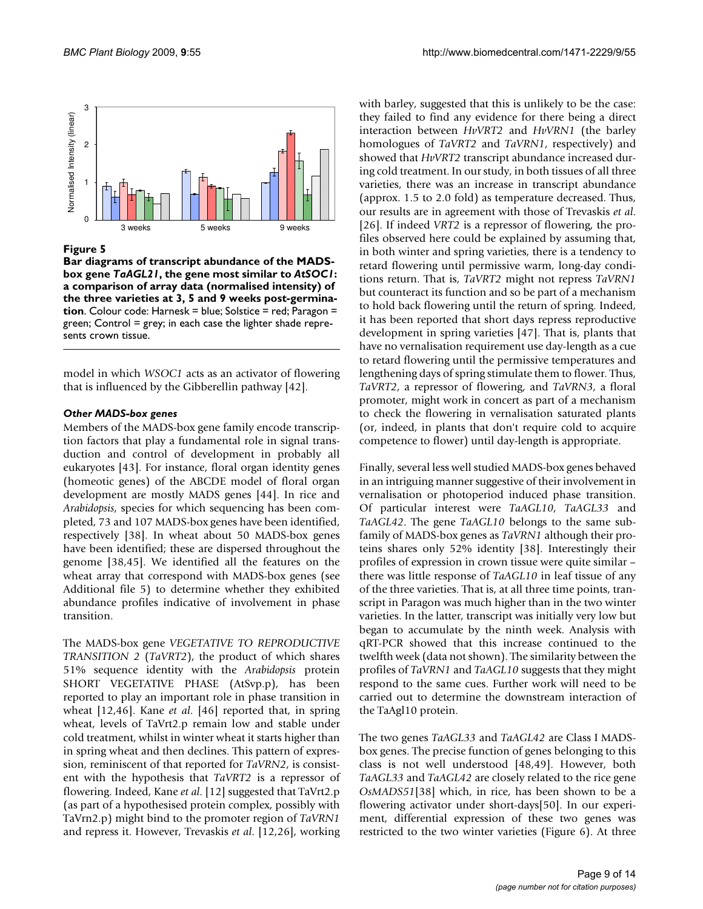**Figure 5**

**Bar diagrams of transcript abundance of the MADS-box gene *TaAGL21*, the gene most similar to *AtSOC1*: a comparison of array data (normalised intensity) of the three varieties at 3, 5 and 9 weeks post-germination**. Colour code: Harnesk = blue; Solstice = red; Paragon = green; Control = grey; in each case the lighter shade represents crown tissue.

model in which *WSOC1* acts as an activator of flowering that is influenced by the Gibberellin pathway [42].

### *Other MADS-box genes*

Members of the MADS-box gene family encode transcription factors that play a fundamental role in signal transduction and control of development in probably all eukaryotes [43]. For instance, floral organ identity genes (homeotic genes) of the ABCDE model of floral organ development are mostly MADS genes [44]. In rice and *Arabidopsis*, species for which sequencing has been completed, 73 and 107 MADS-box genes have been identified, respectively [38]. In wheat about 50 MADS-box genes have been identified; these are dispersed throughout the genome [38,45]. We identified all the features on the wheat array that correspond with MADS-box genes (see Additional file 5) to determine whether they exhibited abundance profiles indicative of involvement in phase transition.

The MADS-box gene *VEGETATIVE TO REPRODUCTIVE TRANSITION 2* (*TaVRT2*), the product of which shares 51% sequence identity with the *Arabidopsis* protein SHORT VEGETATIVE PHASE (AtSvp.p), has been reported to play an important role in phase transition in wheat [12,46]. Kane *et al*. [46] reported that, in spring wheat, levels of TaVrt2.p remain low and stable under cold treatment, whilst in winter wheat it starts higher than in spring wheat and then declines. This pattern of expression, reminiscent of that reported for *TaVRN2*, is consistent with the hypothesis that *TaVRT2* is a repressor of flowering. Indeed, Kane *et al*. [12] suggested that TaVrt2.p (as part of a hypothesised protein complex, possibly with TaVrn2.p) might bind to the promoter region of *TaVRN1* and repress it. However, Trevaskis *et al*. [12,26], working with barley, suggested that this is unlikely to be the case: they failed to find any evidence for there being a direct interaction between *HvVRT2* and *HvVRN1* (the barley homologues of *TaVRT2* and *TaVRN1*, respectively) and showed that *HvVRT2* transcript abundance increased during cold treatment. In our study, in both tissues of all three varieties, there was an increase in transcript abundance (approx. 1.5 to 2.0 fold) as temperature decreased. Thus, our results are in agreement with those of Trevaskis *et al*. [26]. If indeed *VRT2* is a repressor of flowering, the profiles observed here could be explained by assuming that, in both winter and spring varieties, there is a tendency to retard flowering until permissive warm, long-day conditions return. That is, *TaVRT2* might not repress *TaVRN1* but counteract its function and so be part of a mechanism to hold back flowering until the return of spring. Indeed, it has been reported that short days repress reproductive development in spring varieties [47]. That is, plants that have no vernalisation requirement use day-length as a cue to retard flowering until the permissive temperatures and lengthening days of spring stimulate them to flower. Thus, *TaVRT2*, a repressor of flowering, and *TaVRN3*, a floral promoter, might work in concert as part of a mechanism to check the flowering in vernalisation saturated plants (or, indeed, in plants that don't require cold to acquire competence to flower) until day-length is appropriate.

Finally, several less well studied MADS-box genes behaved in an intriguing manner suggestive of their involvement in vernalisation or photoperiod induced phase transition. Of particular interest were *TaAGL10*, *TaAGL33* and *TaAGL42*. The gene *TaAGL10* belongs to the same subfamily of MADS-box genes as *TaVRN1* although their proteins shares only 52% identity [38]. Interestingly their profiles of expression in crown tissue were quite similar – there was little response of *TaAGL10* in leaf tissue of any of the three varieties. That is, at all three time points, transcript in Paragon was much higher than in the two winter varieties. In the latter, transcript was initially very low but began to accumulate by the ninth week. Analysis with qRT-PCR showed that this increase continued to the twelfth week (data not shown). The similarity between the profiles of *TaVRN1* and *TaAGL10* suggests that they might respond to the same cues. Further work will need to be carried out to determine the downstream interaction of the TaAgl10 protein.

The two genes *TaAGL33* and *TaAGL42* are Class I MADS-box genes. The precise function of genes belonging to this class is not well understood [48,49]. However, both *TaAGL33* and *TaAGL42* are closely related to the rice gene *OsMADS51*[38] which, in rice, has been shown to be a flowering activator under short-days[50]. In our experiment, differential expression of these two genes was restricted to the two winter varieties (Figure 6). At three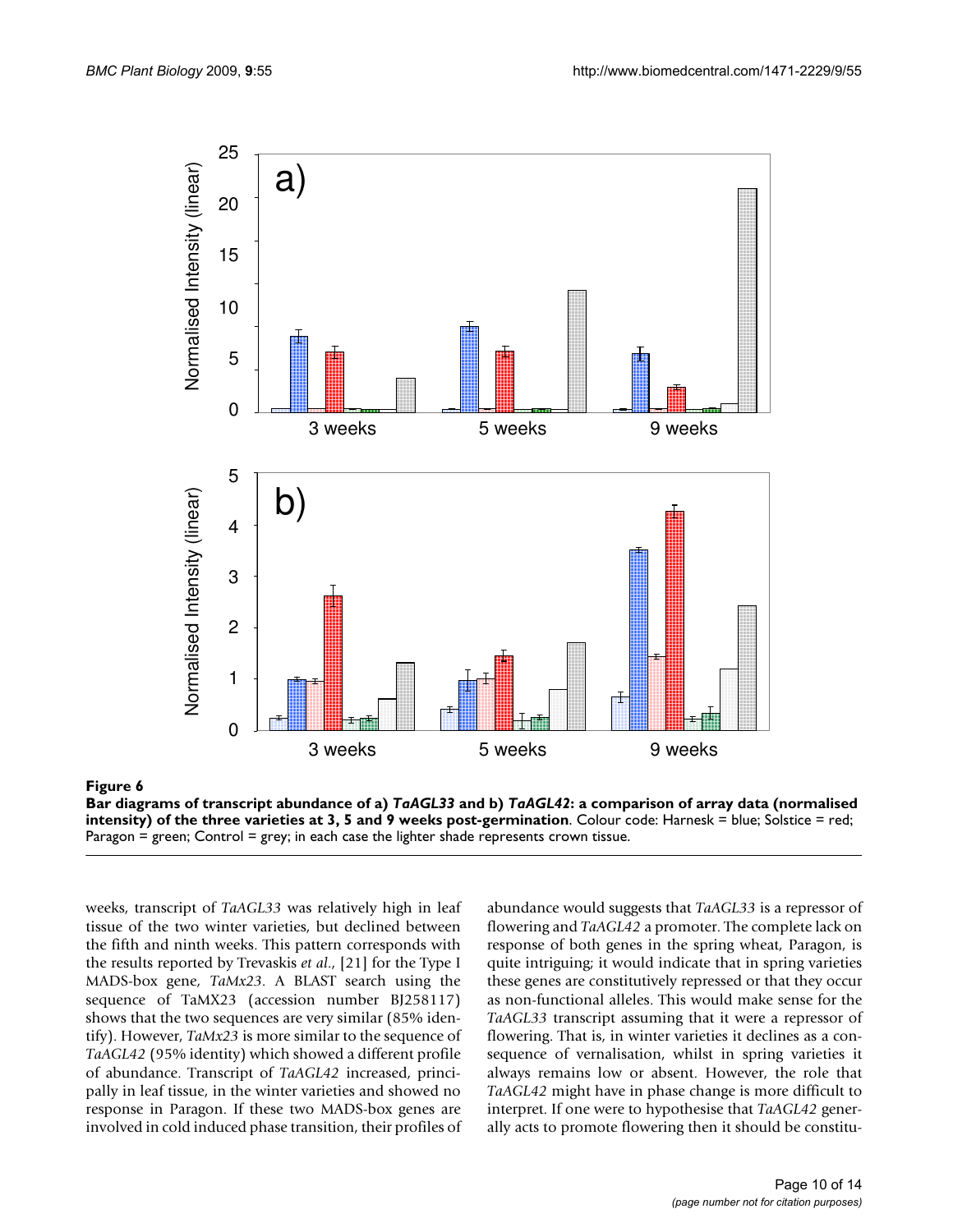**Figure 6**

**Bar diagrams of transcript abundance of a) *TaAGL33* and b) *TaAGL42*: a comparison of array data (normalised intensity) of the three varieties at 3, 5 and 9 weeks post-germination**. Colour code: Harnesk = blue; Solstice = red; Paragon = green; Control = grey; in each case the lighter shade represents crown tissue.

weeks, transcript of *TaAGL33* was relatively high in leaf tissue of the two winter varieties, but declined between the fifth and ninth weeks. This pattern corresponds with the results reported by Trevaskis *et al*., [21] for the Type I MADS-box gene, *TaMx23*. A BLAST search using the sequence of TaMX23 (accession number BJ258117) shows that the two sequences are very similar (85% identify). However, *TaMx23* is more similar to the sequence of *TaAGL42* (95% identity) which showed a different profile of abundance. Transcript of *TaAGL42* increased, principally in leaf tissue, in the winter varieties and showed no response in Paragon. If these two MADS-box genes are involved in cold induced phase transition, their profiles of abundance would suggests that *TaAGL33* is a repressor of flowering and *TaAGL42* a promoter. The complete lack on response of both genes in the spring wheat, Paragon, is quite intriguing; it would indicate that in spring varieties these genes are constitutively repressed or that they occur as non-functional alleles. This would make sense for the *TaAGL33* transcript assuming that it were a repressor of flowering. That is, in winter varieties it declines as a consequence of vernalisation, whilst in spring varieties it always remains low or absent. However, the role that *TaAGL42* might have in phase change is more difficult to interpret. If one were to hypothesise that *TaAGL42* generally acts to promote flowering then it should be constitu-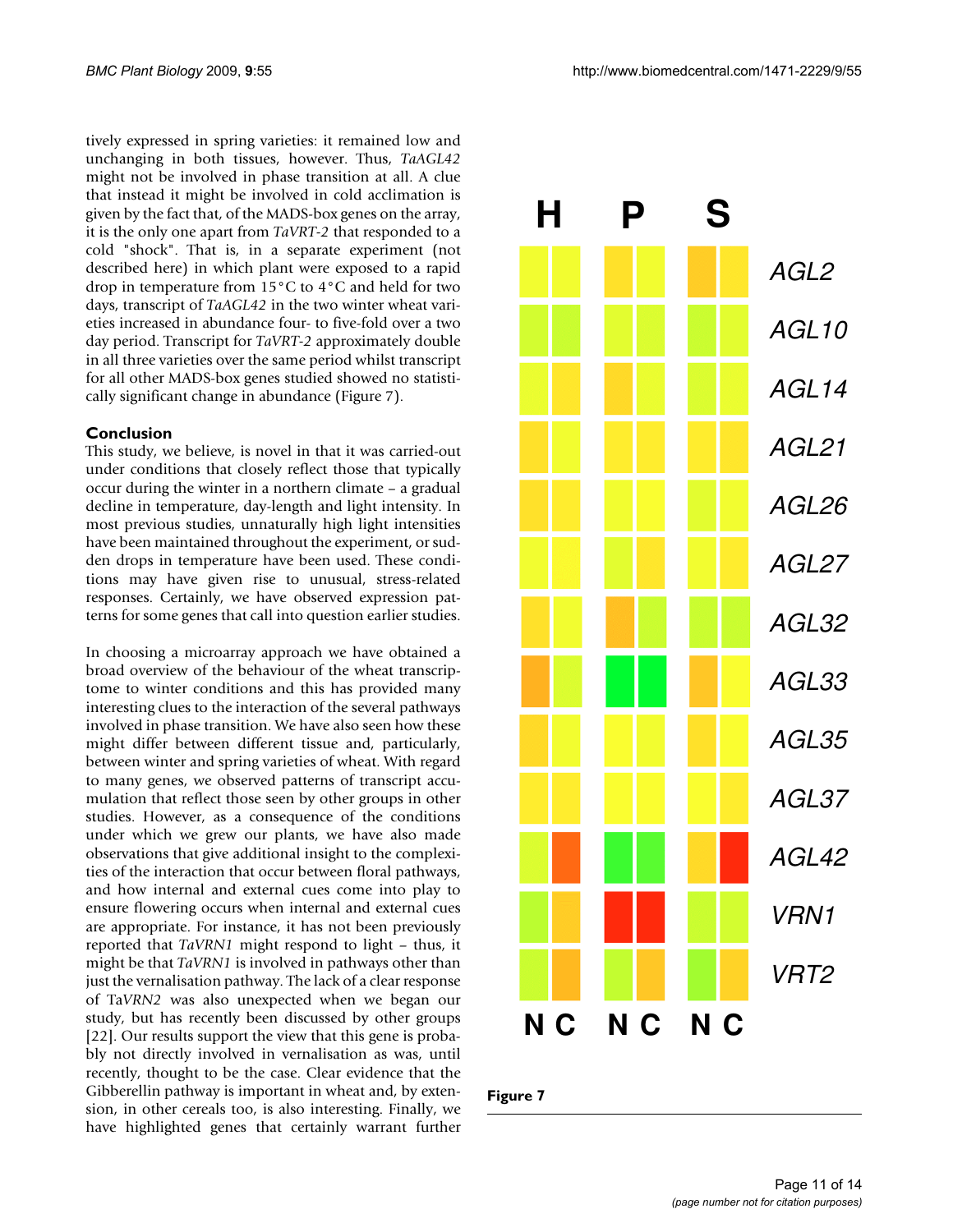tively expressed in spring varieties: it remained low and unchanging in both tissues, however. Thus, *TaAGL42* might not be involved in phase transition at all. A clue that instead it might be involved in cold acclimation is given by the fact that, of the MADS-box genes on the array, it is the only one apart from *TaVRT-2* that responded to a cold "shock". That is, in a separate experiment (not described here) in which plant were exposed to a rapid drop in temperature from 15°C to 4°C and held for two days, transcript of *TaAGL42* in the two winter wheat varieties increased in abundance four- to five-fold over a two day period. Transcript for *TaVRT-2* approximately double in all three varieties over the same period whilst transcript for all other MADS-box genes studied showed no statistically significant change in abundance (Figure 7).

## Conclusion

This study, we believe, is novel in that it was carried-out under conditions that closely reflect those that typically occur during the winter in a northern climate – a gradual decline in temperature, day-length and light intensity. In most previous studies, unnaturally high light intensities have been maintained throughout the experiment, or sudden drops in temperature have been used. These conditions may have given rise to unusual, stress-related responses. Certainly, we have observed expression patterns for some genes that call into question earlier studies.

In choosing a microarray approach we have obtained a broad overview of the behaviour of the wheat transcriptome to winter conditions and this has provided many interesting clues to the interaction of the several pathways involved in phase transition. We have also seen how these might differ between different tissue and, particularly, between winter and spring varieties of wheat. With regard to many genes, we observed patterns of transcript accumulation that reflect those seen by other groups in other studies. However, as a consequence of the conditions under which we grew our plants, we have also made observations that give additional insight to the complexities of the interaction that occur between floral pathways, and how internal and external cues come into play to ensure flowering occurs when internal and external cues are appropriate. For instance, it has not been previously reported that *TaVRN1* might respond to light – thus, it might be that *TaVRN1* is involved in pathways other than just the vernalisation pathway. The lack of a clear response of Ta*VRN2* was also unexpected when we began our study, but has recently been discussed by other groups [22]. Our results support the view that this gene is probably not directly involved in vernalisation as was, until recently, thought to be the case. Clear evidence that the Gibberellin pathway is important in wheat and, by extension, in other cereals too, is also interesting. Finally, we have highlighted genes that certainly warrant further

H P S

AGL2
AGL10
AGL14
AGL21
AGL26
AGL27
AGL32
AGL33
AGL35
AGL37
AGL42
VRN1
VRT2

N C N C N C

**Figure 7**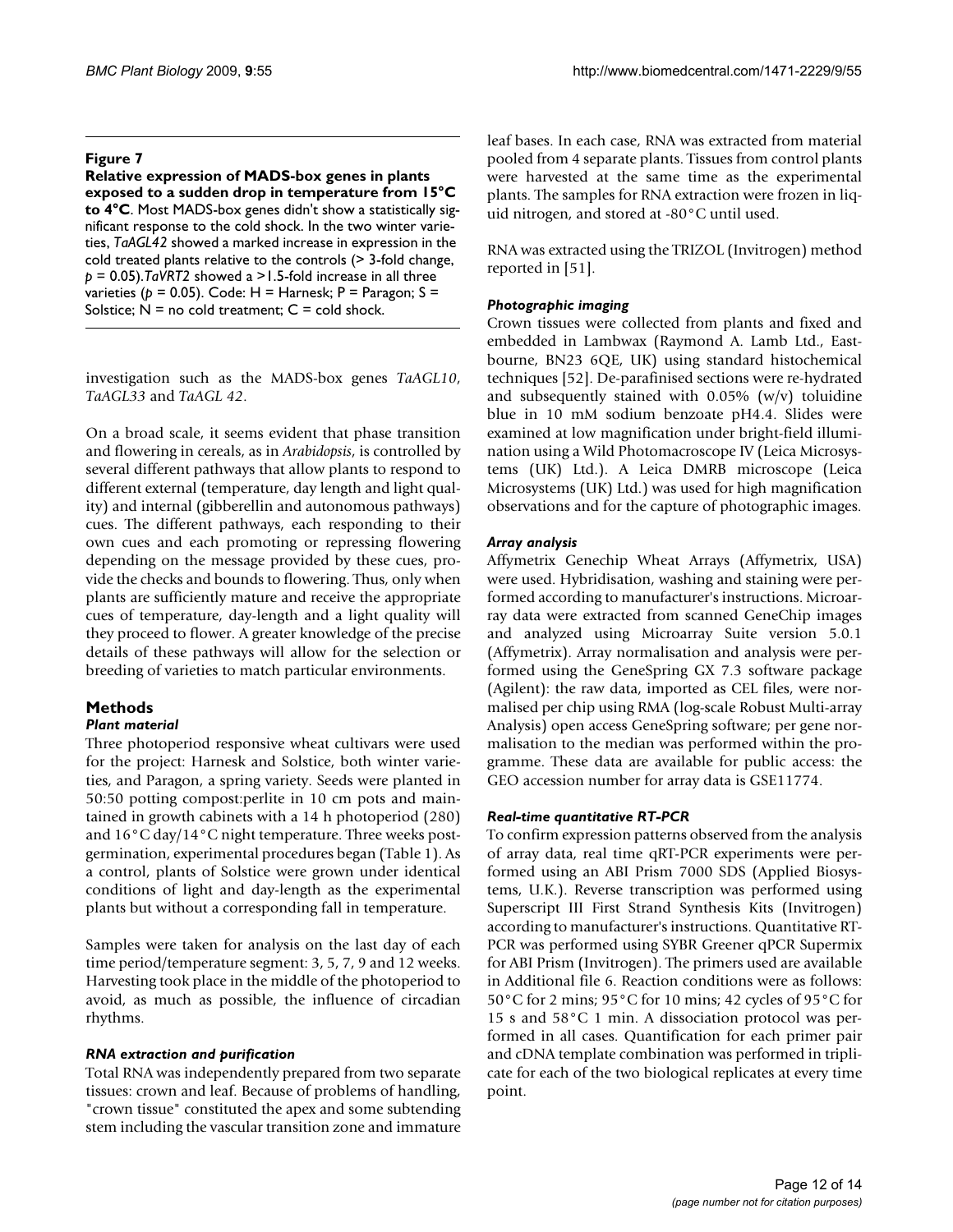**Figure 7**

**Relative expression of MADS-box genes in plants exposed to a sudden drop in temperature from 15°C to 4°C**. Most MADS-box genes didn't show a statistically significant response to the cold shock. In the two winter varieties, *TaAGL42* showed a marked increase in expression in the cold treated plants relative to the controls (> 3-fold change, $p = 0.05$).*TaVRT2* showed a >1.5-fold increase in all three varieties ($p = 0.05$). Code: H = Harnesk; P = Paragon; S = Solstice; N = no cold treatment; C = cold shock.

investigation such as the MADS-box genes *TaAGL10*, *TaAGL33* and *TaAGL 42*.

On a broad scale, it seems evident that phase transition and flowering in cereals, as in *Arabidopsis*, is controlled by several different pathways that allow plants to respond to different external (temperature, day length and light quality) and internal (gibberellin and autonomous pathways) cues. The different pathways, each responding to their own cues and each promoting or repressing flowering depending on the message provided by these cues, provide the checks and bounds to flowering. Thus, only when plants are sufficiently mature and receive the appropriate cues of temperature, day-length and a light quality will they proceed to flower. A greater knowledge of the precise details of these pathways will allow for the selection or breeding of varieties to match particular environments.

## Methods

### *Plant material*

Three photoperiod responsive wheat cultivars were used for the project: Harnesk and Solstice, both winter varieties, and Paragon, a spring variety. Seeds were planted in 50:50 potting compost:perlite in 10 cm pots and maintained in growth cabinets with a 14 h photoperiod (280) and 16°C day/14°C night temperature. Three weeks post-germination, experimental procedures began (Table 1). As a control, plants of Solstice were grown under identical conditions of light and day-length as the experimental plants but without a corresponding fall in temperature.

Samples were taken for analysis on the last day of each time period/temperature segment: 3, 5, 7, 9 and 12 weeks. Harvesting took place in the middle of the photoperiod to avoid, as much as possible, the influence of circadian rhythms.

### *RNA extraction and purification*

Total RNA was independently prepared from two separate tissues: crown and leaf. Because of problems of handling, "crown tissue" constituted the apex and some subtending stem including the vascular transition zone and immature leaf bases. In each case, RNA was extracted from material pooled from 4 separate plants. Tissues from control plants were harvested at the same time as the experimental plants. The samples for RNA extraction were frozen in liquid nitrogen, and stored at -80°C until used.

RNA was extracted using the TRIZOL (Invitrogen) method reported in [51].

### *Photographic imaging*

Crown tissues were collected from plants and fixed and embedded in Lambwax (Raymond A. Lamb Ltd., Eastbourne, BN23 6QE, UK) using standard histochemical techniques [52]. De-parafinised sections were re-hydrated and subsequently stained with 0.05% (w/v) toluidine blue in 10 mM sodium benzoate pH4.4. Slides were examined at low magnification under bright-field illumination using a Wild Photomacroscope IV (Leica Microsystems (UK) Ltd.). A Leica DMRB microscope (Leica Microsystems (UK) Ltd.) was used for high magnification observations and for the capture of photographic images.

### *Array analysis*

Affymetrix Genechip Wheat Arrays (Affymetrix, USA) were used. Hybridisation, washing and staining were performed according to manufacturer's instructions. Microarray data were extracted from scanned GeneChip images and analyzed using Microarray Suite version 5.0.1 (Affymetrix). Array normalisation and analysis were performed using the GeneSpring GX 7.3 software package (Agilent): the raw data, imported as CEL files, were normalised per chip using RMA (log-scale Robust Multi-array Analysis) open access GeneSpring software; per gene normalisation to the median was performed within the programme. These data are available for public access: the GEO accession number for array data is GSE11774.

### *Real-time quantitative RT-PCR*

To confirm expression patterns observed from the analysis of array data, real time qRT-PCR experiments were performed using an ABI Prism 7000 SDS (Applied Biosystems, U.K.). Reverse transcription was performed using Superscript III First Strand Synthesis Kits (Invitrogen) according to manufacturer's instructions. Quantitative RT-PCR was performed using SYBR Greener qPCR Supermix for ABI Prism (Invitrogen). The primers used are available in Additional file 6. Reaction conditions were as follows: 50°C for 2 mins; 95°C for 10 mins; 42 cycles of 95°C for 15 s and 58°C 1 min. A dissociation protocol was performed in all cases. Quantification for each primer pair and cDNA template combination was performed in triplicate for each of the two biological replicates at every time point.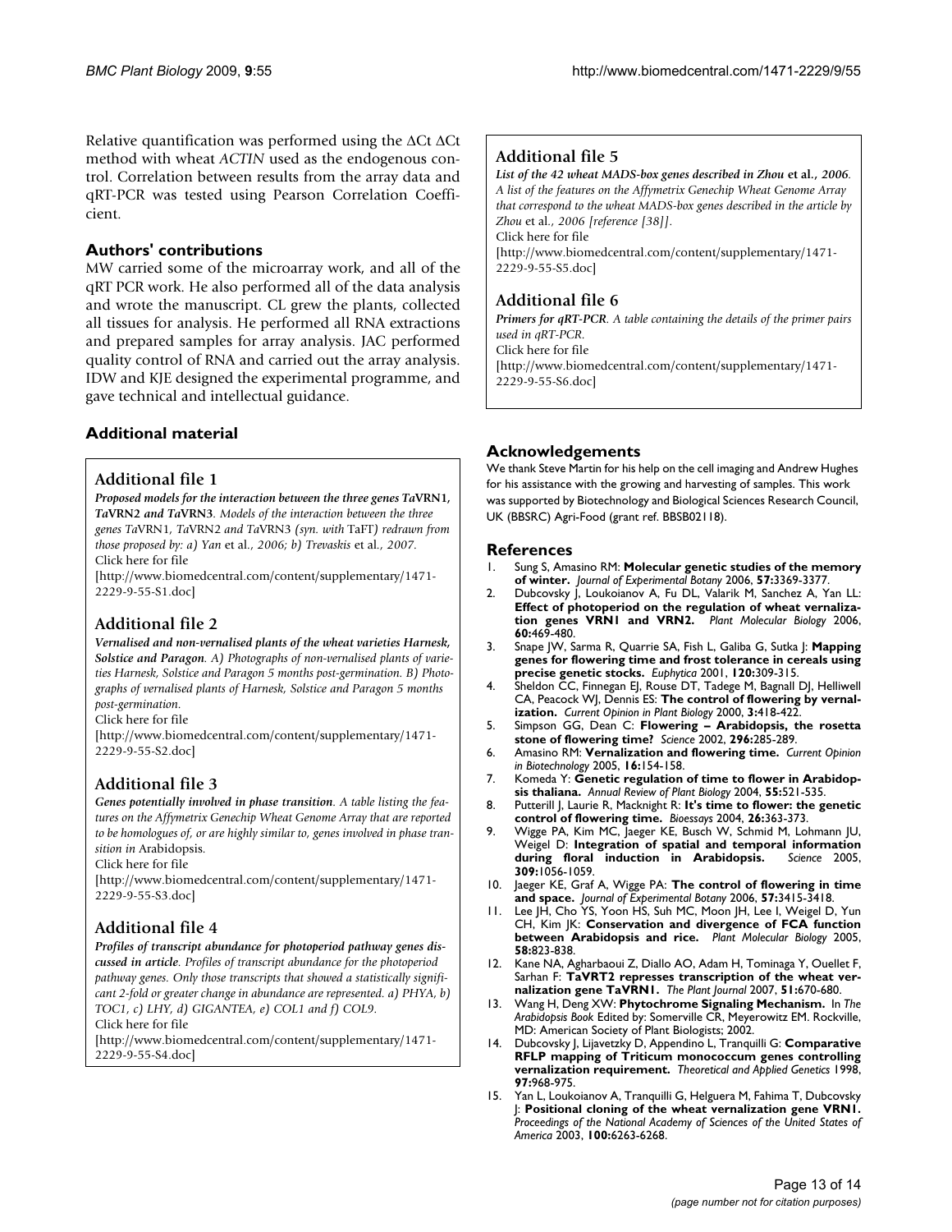Relative quantification was performed using the ΔCt ΔCt method with wheat *ACTIN* used as the endogenous control. Correlation between results from the array data and qRT-PCR was tested using Pearson Correlation Coefficient.

## Authors' contributions

MW carried some of the microarray work, and all of the qRT PCR work. He also performed all of the data analysis and wrote the manuscript. CL grew the plants, collected all tissues for analysis. He performed all RNA extractions and prepared samples for array analysis. JAC performed quality control of RNA and carried out the array analysis. IDW and KJE designed the experimental programme, and gave technical and intellectual guidance.

## Additional material

### Additional file 1

***Proposed models for the interaction between the three genes TaVRN1, TaVRN2 and TaVRN3**. Models of the interaction between the three genes TaVRN1, TaVRN2 and TaVRN3 (syn. with TaFT) redrawn from those proposed by: a) Yan et al., 2006; b) Trevaskis et al., 2007.*
Click here for file
[http://www.biomedcentral.com/content/supplementary/1471-2229-9-55-S1.doc]

### Additional file 2

***Vernalised and non-vernalised plants of the wheat varieties Harnesk, Solstice and Paragon**. A) Photographs of non-vernalised plants of varieties Harnesk, Solstice and Paragon 5 months post-germination. B) Photographs of vernalised plants of Harnesk, Solstice and Paragon 5 months post-germination.*
Click here for file
[http://www.biomedcentral.com/content/supplementary/1471-2229-9-55-S2.doc]

### Additional file 3

***Genes potentially involved in phase transition**. A table listing the features on the Affymetrix Genechip Wheat Genome Array that are reported to be homologues of, or are highly similar to, genes involved in phase transition in* Arabidopsis.
Click here for file
[http://www.biomedcentral.com/content/supplementary/1471-2229-9-55-S3.doc]

### Additional file 4

***Profiles of transcript abundance for photoperiod pathway genes discussed in article**. Profiles of transcript abundance for the photoperiod pathway genes. Only those transcripts that showed a statistically significant 2-fold or greater change in abundance are represented. a) PHYA, b) TOC1, c) LHY, d) GIGANTEA, e) COL1 and f) COL9.*
Click here for file
[http://www.biomedcentral.com/content/supplementary/1471-2229-9-55-S4.doc]

### Additional file 5

***List of the 42 wheat MADS-box genes described in Zhou et al., 2006**. A list of the features on the Affymetrix Genechip Wheat Genome Array that correspond to the wheat MADS-box genes described in the article by Zhou et al., 2006 [reference [38]].*
Click here for file
[http://www.biomedcentral.com/content/supplementary/1471-2229-9-55-S5.doc]

### Additional file 6

***Primers for qRT-PCR**. A table containing the details of the primer pairs used in qRT-PCR.*
Click here for file
[http://www.biomedcentral.com/content/supplementary/1471-2229-9-55-S6.doc]

## Acknowledgements

We thank Steve Martin for his help on the cell imaging and Andrew Hughes for his assistance with the growing and harvesting of samples. This work was supported by Biotechnology and Biological Sciences Research Council, UK (BBSRC) Agri-Food (grant ref. BBSB02118).

## References

1. Sung S, Amasino RM: **Molecular genetic studies of the memory of winter.** *Journal of Experimental Botany* 2006, **57:**3369-3377.
2. Dubcovsky J, Loukoianov A, Fu DL, Valarik M, Sanchez A, Yan LL: **Effect of photoperiod on the regulation of wheat vernalization genes VRN1 and VRN2.** *Plant Molecular Biology* 2006, **60:**469-480.
3. Snape JW, Sarma R, Quarrie SA, Fish L, Galiba G, Sutka J: **Mapping genes for flowering time and frost tolerance in cereals using precise genetic stocks.** *Euphytica* 2001, **120:**309-315.
4. Sheldon CC, Finnegan EJ, Rouse DT, Tadege M, Bagnall DJ, Helliwell CA, Peacock WJ, Dennis ES: **The control of flowering by vernalization.** *Current Opinion in Plant Biology* 2000, **3:**418-422.
5. Simpson GG, Dean C: **Flowering – Arabidopsis, the rosetta stone of flowering time?** *Science* 2002, **296:**285-289.
6. Amasino RM: **Vernalization and flowering time.** *Current Opinion in Biotechnology* 2005, **16:**154-158.
7. Komeda Y: **Genetic regulation of time to flower in Arabidopsis thaliana.** *Annual Review of Plant Biology* 2004, **55:**521-535.
8. Putterill J, Laurie R, Macknight R: **It's time to flower: the genetic control of flowering time.** *Bioessays* 2004, **26:**363-373.
9. Wigge PA, Kim MC, Jaeger KE, Busch W, Schmid M, Lohmann JU, Weigel D: **Integration of spatial and temporal information during floral induction in Arabidopsis.** *Science* 2005, **309:**1056-1059.
10. Jaeger KE, Graf A, Wigge PA: **The control of flowering in time and space.** *Journal of Experimental Botany* 2006, **57:**3415-3418.
11. Lee JH, Cho YS, Yoon HS, Suh MC, Moon JH, Lee I, Weigel D, Yun CH, Kim JK: **Conservation and divergence of FCA function between Arabidopsis and rice.** *Plant Molecular Biology* 2005, **58:**823-838.
12. Kane NA, Agharbaoui Z, Diallo AO, Adam H, Tominaga Y, Ouellet F, Sarhan F: **TaVRT2 represses transcription of the wheat vernalization gene TaVRN1.** *The Plant Journal* 2007, **51:**670-680.
13. Wang H, Deng XW: **Phytochrome Signaling Mechanism.** In *The Arabidopsis Book* Edited by: Somerville CR, Meyerowitz EM. Rockville, MD: American Society of Plant Biologists; 2002.
14. Dubcovsky J, Lijavetzky D, Appendino L, Tranquilli G: **Comparative RFLP mapping of Triticum monococcum genes controlling vernalization requirement.** *Theoretical and Applied Genetics* 1998, **97:**968-975.
15. Yan L, Loukoianov A, Tranquilli G, Helguera M, Fahima T, Dubcovsky J: **Positional cloning of the wheat vernalization gene VRN1.** *Proceedings of the National Academy of Sciences of the United States of America* 2003, **100:**6263-6268.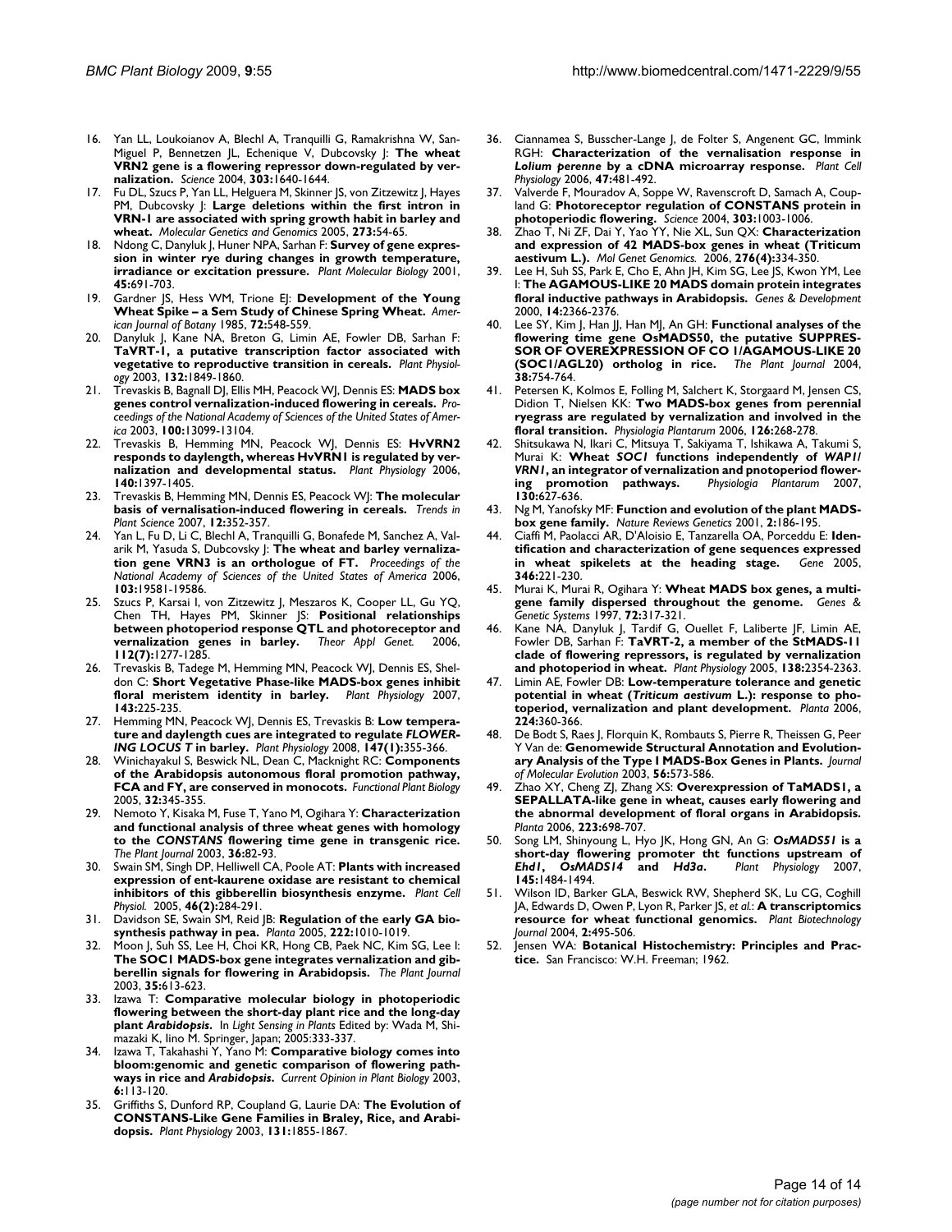16. Yan LL, Loukoianov A, Blechl A, Tranquilli G, Ramakrishna W, San-Miguel P, Bennetzen JL, Echenique V, Dubcovsky J: **The wheat VRN2 gene is a flowering repressor down-regulated by vernalization.** *Science* 2004, **303:**1640-1644.
17. Fu DL, Szucs P, Yan LL, Helguera M, Skinner JS, von Zitzewitz J, Hayes PM, Dubcovsky J: **Large deletions within the first intron in VRN-1 are associated with spring growth habit in barley and wheat.** *Molecular Genetics and Genomics* 2005, **273:**54-65.
18. Ndong C, Danyluk J, Huner NPA, Sarhan F: **Survey of gene expression in winter rye during changes in growth temperature, irradiance or excitation pressure.** *Plant Molecular Biology* 2001, **45:**691-703.
19. Gardner JS, Hess WM, Trione EJ: **Development of the Young Wheat Spike – a Sem Study of Chinese Spring Wheat.** *American Journal of Botany* 1985, **72:**548-559.
20. Danyluk J, Kane NA, Breton G, Limin AE, Fowler DB, Sarhan F: **TaVRT-1, a putative transcription factor associated with vegetative to reproductive transition in cereals.** *Plant Physiology* 2003, **132:**1849-1860.
21. Trevaskis B, Bagnall DJ, Ellis MH, Peacock WJ, Dennis ES: **MADS box genes control vernalization-induced flowering in cereals.** *Proceedings of the National Academy of Sciences of the United States of America* 2003, **100:**13099-13104.
22. Trevaskis B, Hemming MN, Peacock WJ, Dennis ES: **HvVRN2 responds to daylength, whereas HvVRN1 is regulated by vernalization and developmental status.** *Plant Physiology* 2006, **140:**1397-1405.
23. Trevaskis B, Hemming MN, Dennis ES, Peacock WJ: **The molecular basis of vernalisation-induced flowering in cereals.** *Trends in Plant Science* 2007, **12:**352-357.
24. Yan L, Fu D, Li C, Blechl A, Tranquilli G, Bonafede M, Sanchez A, Valarik M, Yasuda S, Dubcovsky J: **The wheat and barley vernalization gene VRN3 is an orthologue of FT.** *Proceedings of the National Academy of Sciences of the United States of America* 2006, **103:**19581-19586.
25. Szucs P, Karsai I, von Zitzewitz J, Meszaros K, Cooper LL, Gu YQ, Chen TH, Hayes PM, Skinner JS: **Positional relationships between photoperiod response QTL and photoreceptor and vernalization genes in barley.** *Theor Appl Genet.* 2006, **112(7):**1277-1285.
26. Trevaskis B, Tadege M, Hemming MN, Peacock WJ, Dennis ES, Sheldon C: **Short Vegetative Phase-like MADS-box genes inhibit floral meristem identity in barley.** *Plant Physiology* 2007, **143:**225-235.
27. Hemming MN, Peacock WJ, Dennis ES, Trevaskis B: **Low temperature and daylength cues are integrated to regulate *FLOWERING LOCUS T* in barley.** *Plant Physiology* 2008, **147(1):**355-366.
28. Winichayakul S, Beswick NL, Dean C, Macknight RC: **Components of the Arabidopsis autonomous floral promotion pathway, FCA and FY, are conserved in monocots.** *Functional Plant Biology* 2005, **32:**345-355.
29. Nemoto Y, Kisaka M, Fuse T, Yano M, Ogihara Y: **Characterization and functional analysis of three wheat genes with homology to the *CONSTANS* flowering time gene in transgenic rice.** *The Plant Journal* 2003, **36:**82-93.
30. Swain SM, Singh DP, Helliwell CA, Poole AT: **Plants with increased expression of ent-kaurene oxidase are resistant to chemical inhibitors of this gibberellin biosynthesis enzyme.** *Plant Cell Physiol.* 2005, **46(2):**284-291.
31. Davidson SE, Swain SM, Reid JB: **Regulation of the early GA biosynthesis pathway in pea.** *Planta* 2005, **222:**1010-1019.
32. Moon J, Suh SS, Lee H, Choi KR, Hong CB, Paek NC, Kim SG, Lee I: **The SOC1 MADS-box gene integrates vernalization and gibberellin signals for flowering in Arabidopsis.** *The Plant Journal* 2003, **35:**613-623.
33. Izawa T: **Comparative molecular biology in photoperiodic flowering between the short-day plant rice and the long-day plant *Arabidopsis*.** In *Light Sensing in Plants* Edited by: Wada M, Shimazaki K, Iino M. Springer, Japan; 2005:333-337.
34. Izawa T, Takahashi Y, Yano M: **Comparative biology comes into bloom:genomic and genetic comparison of flowering pathways in rice and *Arabidopsis*.** *Current Opinion in Plant Biology* 2003, **6:**113-120.
35. Griffiths S, Dunford RP, Coupland G, Laurie DA: **The Evolution of CONSTANS-Like Gene Families in Braley, Rice, and Arabidopsis.** *Plant Physiology* 2003, **131:**1855-1867.
36. Ciannamea S, Busscher-Lange J, de Folter S, Angenent GC, Immink RGH: **Characterization of the vernalisation response in *Lolium perenne* by a cDNA microarray response.** *Plant Cell Physiology* 2006, **47:**481-492.
37. Valverde F, Mouradov A, Soppe W, Ravenscroft D, Samach A, Coupland G: **Photoreceptor regulation of CONSTANS protein in photoperiodic flowering.** *Science* 2004, **303:**1003-1006.
38. Zhao T, Ni ZF, Dai Y, Yao YY, Nie XL, Sun QX: **Characterization and expression of 42 MADS-box genes in wheat (Triticum aestivum L.).** *Mol Genet Genomics.* 2006, **276(4):**334-350.
39. Lee H, Suh SS, Park E, Cho E, Ahn JH, Kim SG, Lee JS, Kwon YM, Lee I: **The AGAMOUS-LIKE 20 MADS domain protein integrates floral inductive pathways in Arabidopsis.** *Genes & Development* 2000, **14:**2366-2376.
40. Lee SY, Kim J, Han JJ, Han MJ, An GH: **Functional analyses of the flowering time gene OsMADS50, the putative SUPPRESSOR OF OVEREXPRESSION OF CO 1/AGAMOUS-LIKE 20 (SOC1/AGL20) ortholog in rice.** *The Plant Journal* 2004, **38:**754-764.
41. Petersen K, Kolmos E, Folling M, Salchert K, Storgaard M, Jensen CS, Didion T, Nielsen KK: **Two MADS-box genes from perennial ryegrass are regulated by vernalization and involved in the floral transition.** *Physiologia Plantarum* 2006, **126:**268-278.
42. Shitsukawa N, Ikari C, Mitsuya T, Sakiyama T, Ishikawa A, Takumi S, Murai K: **Wheat *SOC1* functions independently of *WAP1/VRN1*, an integrator of vernalization and pnotoperiod flowering promotion pathways.** *Physiologia Plantarum* 2007, **130:**627-636.
43. Ng M, Yanofsky MF: **Function and evolution of the plant MADS-box gene family.** *Nature Reviews Genetics* 2001, **2:**186-195.
44. Ciaffi M, Paolacci AR, D'Aloisio E, Tanzarella OA, Porceddu E: **Identification and characterization of gene sequences expressed in wheat spikelets at the heading stage.** *Gene* 2005, **346:**221-230.
45. Murai K, Murai R, Ogihara Y: **Wheat MADS box genes, a multigene family dispersed throughout the genome.** *Genes & Genetic Systems* 1997, **72:**317-321.
46. Kane NA, Danyluk J, Tardif G, Ouellet F, Laliberte JF, Limin AE, Fowler DB, Sarhan F: **TaVRT-2, a member of the StMADS-11 clade of flowering repressors, is regulated by vernalization and photoperiod in wheat.** *Plant Physiology* 2005, **138:**2354-2363.
47. Limin AE, Fowler DB: **Low-temperature tolerance and genetic potential in wheat (*Triticum aestivum* L.): response to photoperiod, vernalization and plant development.** *Planta* 2006, **224:**360-366.
48. De Bodt S, Raes J, Florquin K, Rombauts S, Pierre R, Theissen G, Peer Y Van de: **Genomewide Structural Annotation and Evolutionary Analysis of the Type I MADS-Box Genes in Plants.** *Journal of Molecular Evolution* 2003, **56:**573-586.
49. Zhao XY, Cheng ZJ, Zhang XS: **Overexpression of TaMADS1, a SEPALLATA-like gene in wheat, causes early flowering and the abnormal development of floral organs in Arabidopsis.** *Planta* 2006, **223:**698-707.
50. Song LM, Shinyoung L, Hyo JK, Hong GN, An G: ***OsMADS51* is a short-day flowering promoter tht functions upstream of *Ehd1*, *OsMADS14* and *Hd3a*.** *Plant Physiology* 2007, **145:**1484-1494.
51. Wilson ID, Barker GLA, Beswick RW, Shepherd SK, Lu CG, Coghill JA, Edwards D, Owen P, Lyon R, Parker JS, *et al.*: **A transcriptomics resource for wheat functional genomics.** *Plant Biotechnology Journal* 2004, **2:**495-506.
52. Jensen WA: **Botanical Histochemistry: Principles and Practice.** San Francisco: W.H. Freeman; 1962.